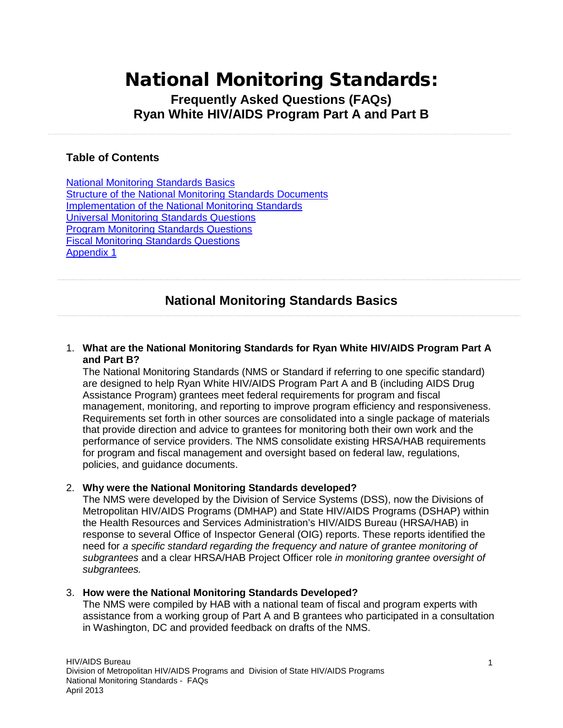# National Monitoring Standards:

## Frequently Asked Questions (FAQs)
## Ryan White HIV/AIDS Program Part A and Part B

### Table of Contents

[National Monitoring Standards Basics](#)
[Structure of the National Monitoring Standards Documents](#)
[Implementation of the National Monitoring Standards](#)
[Universal Monitoring Standards Questions](#)
[Program Monitoring Standards Questions](#)
[Fiscal Monitoring Standards Questions](#)
[Appendix 1](#)

## National Monitoring Standards Basics

1. **What are the National Monitoring Standards for Ryan White HIV/AIDS Program Part A and Part B?**
   The National Monitoring Standards (NMS or Standard if referring to one specific standard) are designed to help Ryan White HIV/AIDS Program Part A and B (including AIDS Drug Assistance Program) grantees meet federal requirements for program and fiscal management, monitoring, and reporting to improve program efficiency and responsiveness. Requirements set forth in other sources are consolidated into a single package of materials that provide direction and advice to grantees for monitoring both their own work and the performance of service providers. The NMS consolidate existing HRSA/HAB requirements for program and fiscal management and oversight based on federal law, regulations, policies, and guidance documents.

2. **Why were the National Monitoring Standards developed?**
   The NMS were developed by the Division of Service Systems (DSS), now the Divisions of Metropolitan HIV/AIDS Programs (DMHAP) and State HIV/AIDS Programs (DSHAP) within the Health Resources and Services Administration's HIV/AIDS Bureau (HRSA/HAB) in response to several Office of Inspector General (OIG) reports. These reports identified the need for *a specific standard regarding the frequency and nature of grantee monitoring of subgrantees* and a clear HRSA/HAB Project Officer role *in monitoring grantee oversight of subgrantees.*

3. **How were the National Monitoring Standards Developed?**
   The NMS were compiled by HAB with a national team of fiscal and program experts with assistance from a working group of Part A and B grantees who participated in a consultation in Washington, DC and provided feedback on drafts of the NMS.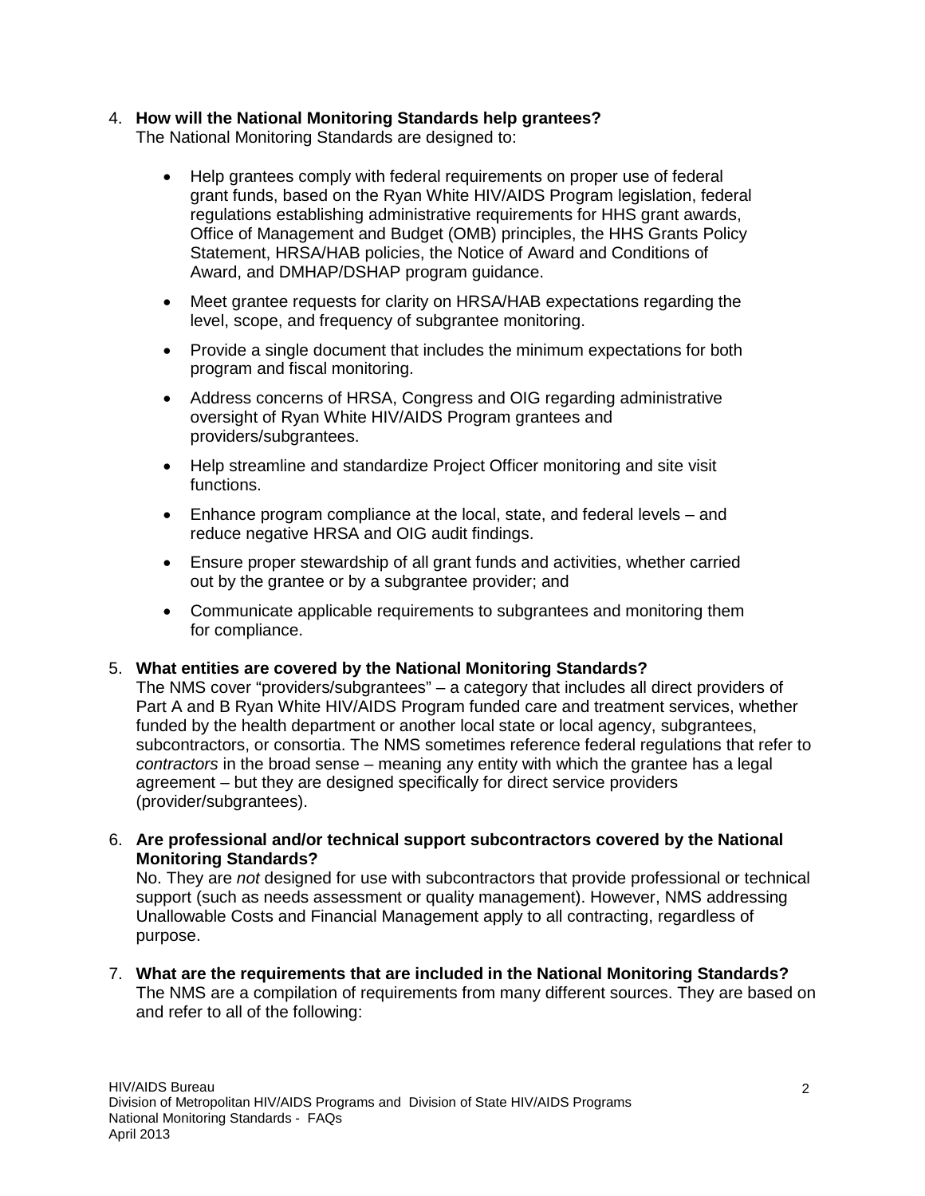4. **How will the National Monitoring Standards help grantees?**
   The National Monitoring Standards are designed to:

   - Help grantees comply with federal requirements on proper use of federal grant funds, based on the Ryan White HIV/AIDS Program legislation, federal regulations establishing administrative requirements for HHS grant awards, Office of Management and Budget (OMB) principles, the HHS Grants Policy Statement, HRSA/HAB policies, the Notice of Award and Conditions of Award, and DMHAP/DSHAP program guidance.
   - Meet grantee requests for clarity on HRSA/HAB expectations regarding the level, scope, and frequency of subgrantee monitoring.
   - Provide a single document that includes the minimum expectations for both program and fiscal monitoring.
   - Address concerns of HRSA, Congress and OIG regarding administrative oversight of Ryan White HIV/AIDS Program grantees and providers/subgrantees.
   - Help streamline and standardize Project Officer monitoring and site visit functions.
   - Enhance program compliance at the local, state, and federal levels – and reduce negative HRSA and OIG audit findings.
   - Ensure proper stewardship of all grant funds and activities, whether carried out by the grantee or by a subgrantee provider; and
   - Communicate applicable requirements to subgrantees and monitoring them for compliance.

5. **What entities are covered by the National Monitoring Standards?**
   The NMS cover "providers/subgrantees" – a category that includes all direct providers of Part A and B Ryan White HIV/AIDS Program funded care and treatment services, whether funded by the health department or another local state or local agency, subgrantees, subcontractors, or consortia. The NMS sometimes reference federal regulations that refer to *contractors* in the broad sense – meaning any entity with which the grantee has a legal agreement – but they are designed specifically for direct service providers (provider/subgrantees).

6. **Are professional and/or technical support subcontractors covered by the National Monitoring Standards?**
   No. They are *not* designed for use with subcontractors that provide professional or technical support (such as needs assessment or quality management). However, NMS addressing Unallowable Costs and Financial Management apply to all contracting, regardless of purpose.

7. **What are the requirements that are included in the National Monitoring Standards?**
   The NMS are a compilation of requirements from many different sources. They are based on and refer to all of the following: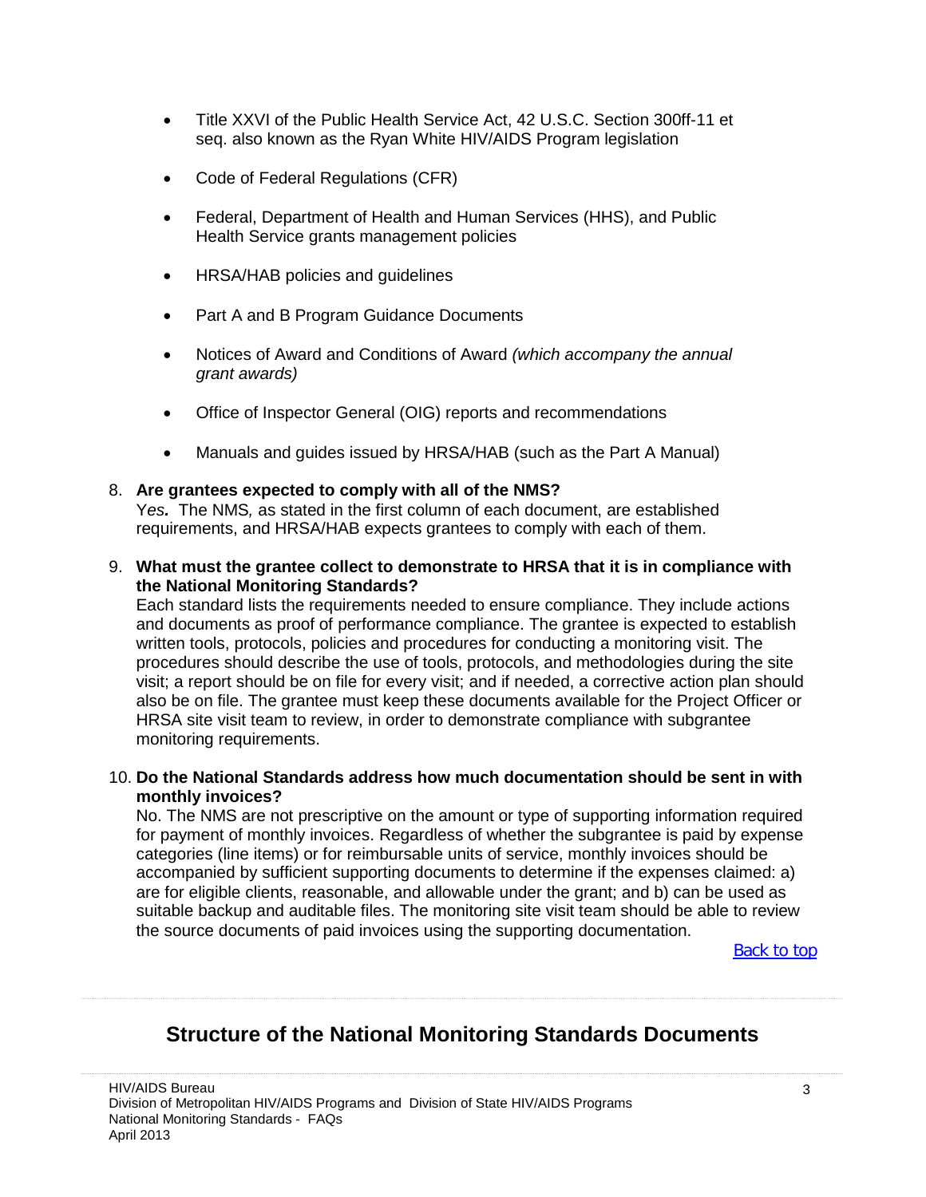- Title XXVI of the Public Health Service Act, 42 U.S.C. Section 300ff-11 et seq. also known as the Ryan White HIV/AIDS Program legislation
- Code of Federal Regulations (CFR)
- Federal, Department of Health and Human Services (HHS), and Public Health Service grants management policies
- HRSA/HAB policies and guidelines
- Part A and B Program Guidance Documents
- Notices of Award and Conditions of Award *(which accompany the annual grant awards)*
- Office of Inspector General (OIG) reports and recommendations
- Manuals and guides issued by HRSA/HAB (such as the Part A Manual)

8. **Are grantees expected to comply with all of the NMS?**
   Y***es.*** The NMS*,* as stated in the first column of each document, are established requirements, and HRSA/HAB expects grantees to comply with each of them.

9. **What must the grantee collect to demonstrate to HRSA that it is in compliance with the National Monitoring Standards?**
   Each standard lists the requirements needed to ensure compliance. They include actions and documents as proof of performance compliance. The grantee is expected to establish written tools, protocols, policies and procedures for conducting a monitoring visit. The procedures should describe the use of tools, protocols, and methodologies during the site visit; a report should be on file for every visit; and if needed, a corrective action plan should also be on file. The grantee must keep these documents available for the Project Officer or HRSA site visit team to review, in order to demonstrate compliance with subgrantee monitoring requirements.

10. **Do the National Standards address how much documentation should be sent in with monthly invoices?**
    No. The NMS are not prescriptive on the amount or type of supporting information required for payment of monthly invoices. Regardless of whether the subgrantee is paid by expense categories (line items) or for reimbursable units of service, monthly invoices should be accompanied by sufficient supporting documents to determine if the expenses claimed: a) are for eligible clients, reasonable, and allowable under the grant; and b) can be used as suitable backup and auditable files. The monitoring site visit team should be able to review the source documents of paid invoices using the supporting documentation.

Back to top

## Structure of the National Monitoring Standards Documents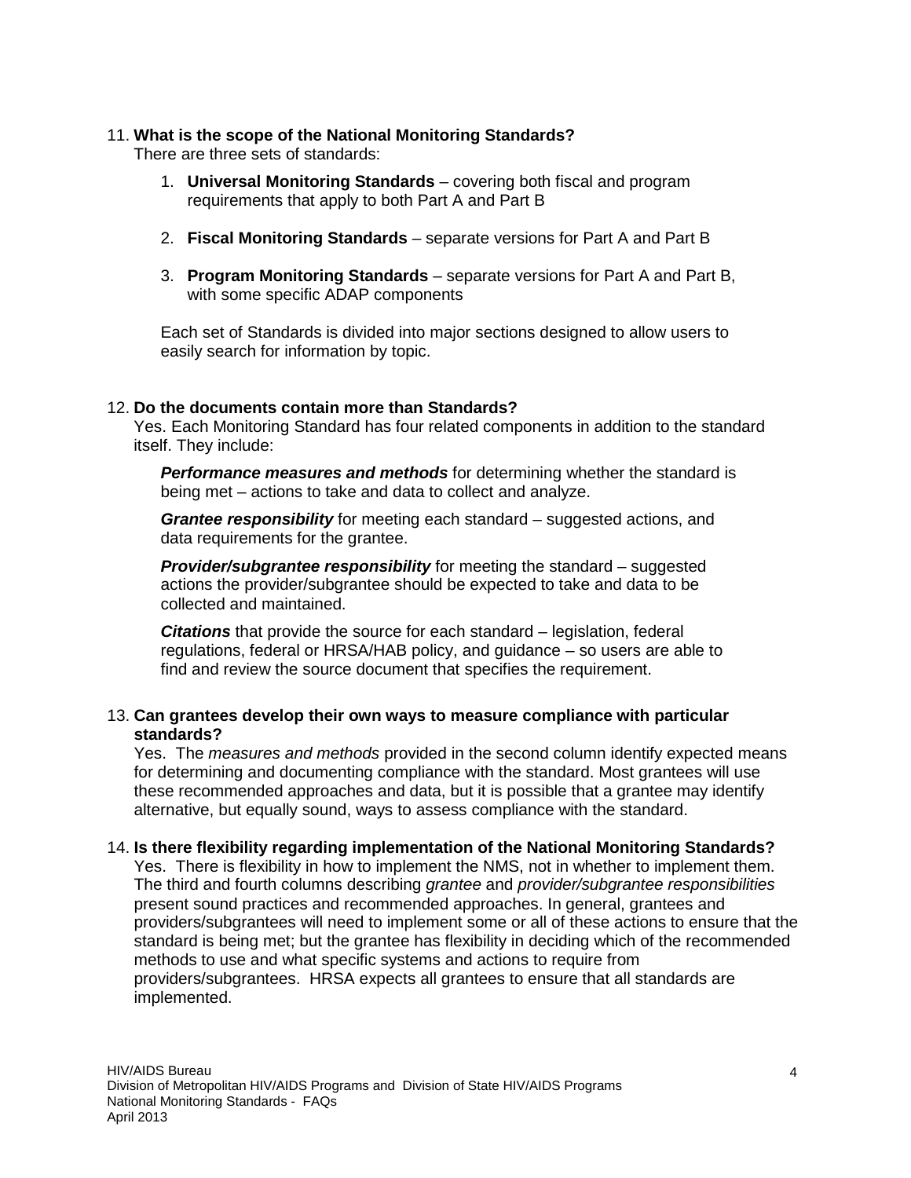11. **What is the scope of the National Monitoring Standards?**
    There are three sets of standards:

    1. **Universal Monitoring Standards** – covering both fiscal and program requirements that apply to both Part A and Part B

    2. **Fiscal Monitoring Standards** – separate versions for Part A and Part B

    3. **Program Monitoring Standards** – separate versions for Part A and Part B, with some specific ADAP components

    Each set of Standards is divided into major sections designed to allow users to easily search for information by topic.

12. **Do the documents contain more than Standards?**
    Yes. Each Monitoring Standard has four related components in addition to the standard itself. They include:

    ***Performance measures and methods*** for determining whether the standard is being met – actions to take and data to collect and analyze.

    ***Grantee responsibility*** for meeting each standard – suggested actions, and data requirements for the grantee.

    ***Provider/subgrantee responsibility*** for meeting the standard – suggested actions the provider/subgrantee should be expected to take and data to be collected and maintained.

    ***Citations*** that provide the source for each standard – legislation, federal regulations, federal or HRSA/HAB policy, and guidance – so users are able to find and review the source document that specifies the requirement.

13. **Can grantees develop their own ways to measure compliance with particular standards?**
    Yes. The *measures and methods* provided in the second column identify expected means for determining and documenting compliance with the standard. Most grantees will use these recommended approaches and data, but it is possible that a grantee may identify alternative, but equally sound, ways to assess compliance with the standard.

14. **Is there flexibility regarding implementation of the National Monitoring Standards?**
    Yes. There is flexibility in how to implement the NMS, not in whether to implement them. The third and fourth columns describing *grantee* and *provider/subgrantee responsibilities* present sound practices and recommended approaches. In general, grantees and providers/subgrantees will need to implement some or all of these actions to ensure that the standard is being met; but the grantee has flexibility in deciding which of the recommended methods to use and what specific systems and actions to require from providers/subgrantees. HRSA expects all grantees to ensure that all standards are implemented.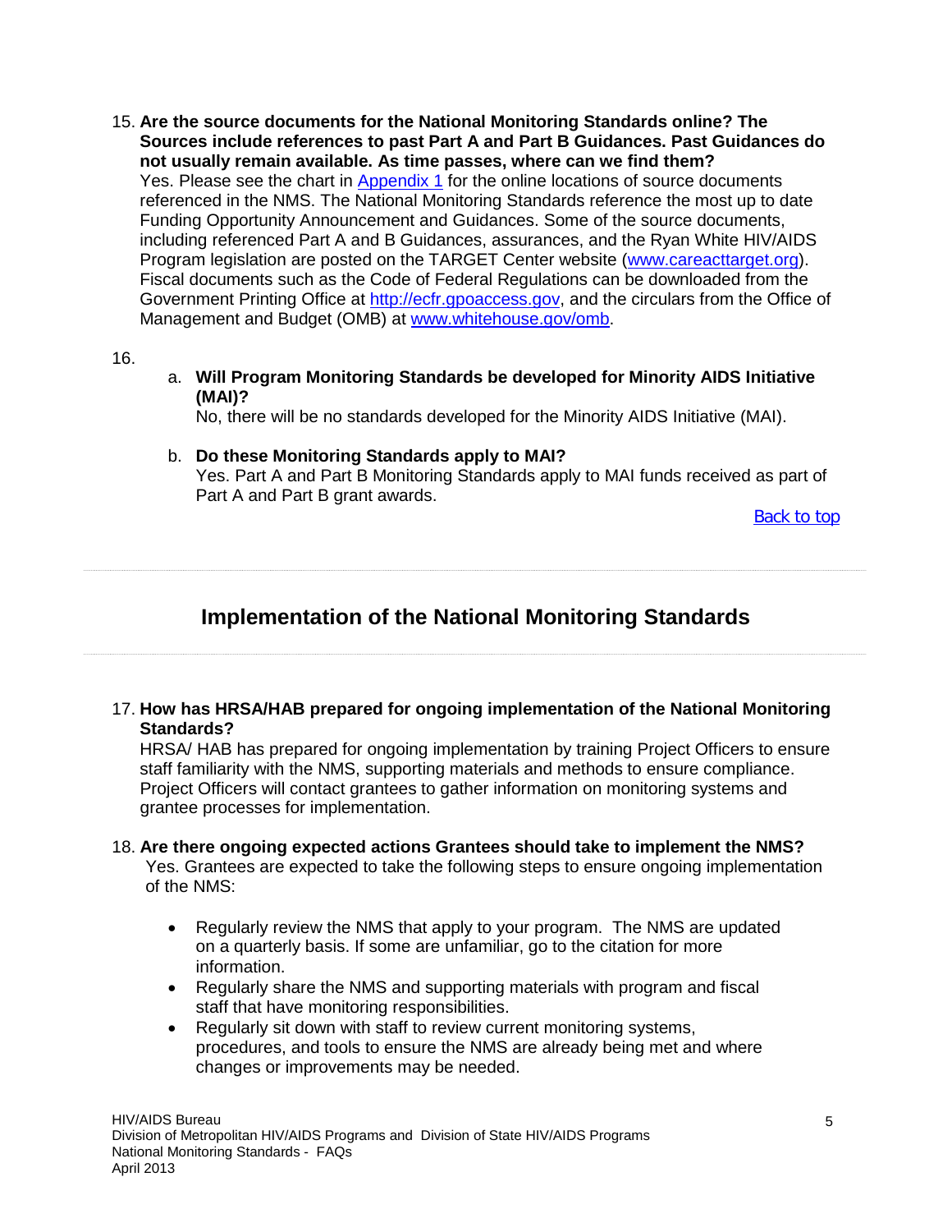15. **Are the source documents for the National Monitoring Standards online? The Sources include references to past Part A and Part B Guidances. Past Guidances do not usually remain available. As time passes, where can we find them?**
    Yes. Please see the chart in [Appendix 1](#) for the online locations of source documents referenced in the NMS. The National Monitoring Standards reference the most up to date Funding Opportunity Announcement and Guidances. Some of the source documents, including referenced Part A and B Guidances, assurances, and the Ryan White HIV/AIDS Program legislation are posted on the TARGET Center website ([www.careacttarget.org](http://www.careacttarget.org)). Fiscal documents such as the Code of Federal Regulations can be downloaded from the Government Printing Office at [http://ecfr.gpoaccess.gov](http://ecfr.gpoaccess.gov), and the circulars from the Office of Management and Budget (OMB) at [www.whitehouse.gov/omb](http://www.whitehouse.gov/omb).

16.
    a. **Will Program Monitoring Standards be developed for Minority AIDS Initiative (MAI)?**
       No, there will be no standards developed for the Minority AIDS Initiative (MAI).

    b. **Do these Monitoring Standards apply to MAI?**
       Yes. Part A and Part B Monitoring Standards apply to MAI funds received as part of Part A and Part B grant awards.

[Back to top](#)

## Implementation of the National Monitoring Standards

17. **How has HRSA/HAB prepared for ongoing implementation of the National Monitoring Standards?**
    HRSA/ HAB has prepared for ongoing implementation by training Project Officers to ensure staff familiarity with the NMS, supporting materials and methods to ensure compliance. Project Officers will contact grantees to gather information on monitoring systems and grantee processes for implementation.

18. **Are there ongoing expected actions Grantees should take to implement the NMS?**
    Yes. Grantees are expected to take the following steps to ensure ongoing implementation of the NMS:

    - Regularly review the NMS that apply to your program. The NMS are updated on a quarterly basis. If some are unfamiliar, go to the citation for more information.
    - Regularly share the NMS and supporting materials with program and fiscal staff that have monitoring responsibilities.
    - Regularly sit down with staff to review current monitoring systems, procedures, and tools to ensure the NMS are already being met and where changes or improvements may be needed.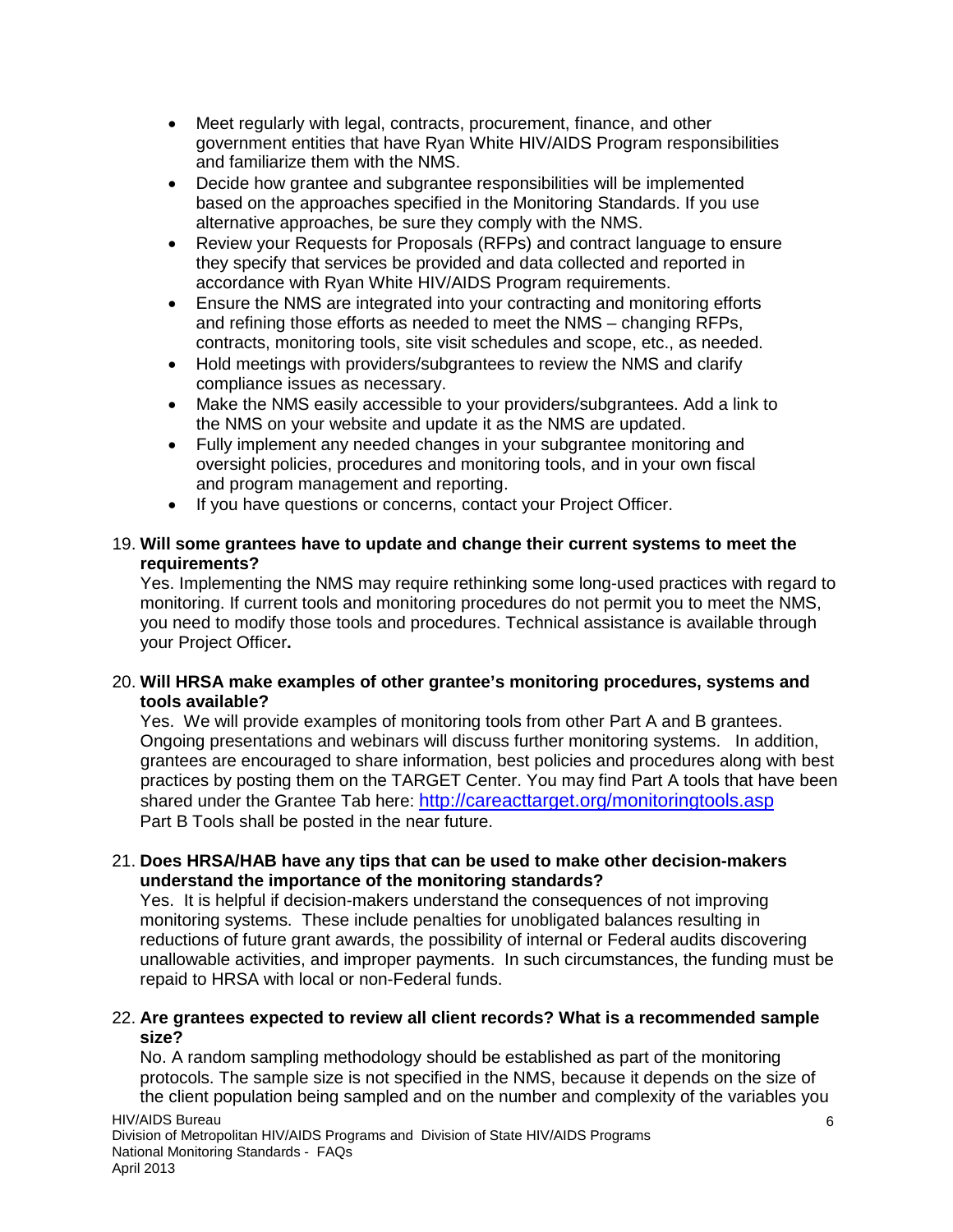- Meet regularly with legal, contracts, procurement, finance, and other government entities that have Ryan White HIV/AIDS Program responsibilities and familiarize them with the NMS.
- Decide how grantee and subgrantee responsibilities will be implemented based on the approaches specified in the Monitoring Standards. If you use alternative approaches, be sure they comply with the NMS.
- Review your Requests for Proposals (RFPs) and contract language to ensure they specify that services be provided and data collected and reported in accordance with Ryan White HIV/AIDS Program requirements.
- Ensure the NMS are integrated into your contracting and monitoring efforts and refining those efforts as needed to meet the NMS – changing RFPs, contracts, monitoring tools, site visit schedules and scope, etc., as needed.
- Hold meetings with providers/subgrantees to review the NMS and clarify compliance issues as necessary.
- Make the NMS easily accessible to your providers/subgrantees. Add a link to the NMS on your website and update it as the NMS are updated.
- Fully implement any needed changes in your subgrantee monitoring and oversight policies, procedures and monitoring tools, and in your own fiscal and program management and reporting.
- If you have questions or concerns, contact your Project Officer.

19. **Will some grantees have to update and change their current systems to meet the requirements?**
Yes. Implementing the NMS may require rethinking some long-used practices with regard to monitoring. If current tools and monitoring procedures do not permit you to meet the NMS, you need to modify those tools and procedures. Technical assistance is available through your Project Officer**.**

20. **Will HRSA make examples of other grantee's monitoring procedures, systems and tools available?**
Yes. We will provide examples of monitoring tools from other Part A and B grantees. Ongoing presentations and webinars will discuss further monitoring systems. In addition, grantees are encouraged to share information, best policies and procedures along with best practices by posting them on the TARGET Center. You may find Part A tools that have been shared under the Grantee Tab here: http://careacttarget.org/monitoringtools.asp
Part B Tools shall be posted in the near future.

21. **Does HRSA/HAB have any tips that can be used to make other decision-makers understand the importance of the monitoring standards?**
Yes. It is helpful if decision-makers understand the consequences of not improving monitoring systems. These include penalties for unobligated balances resulting in reductions of future grant awards, the possibility of internal or Federal audits discovering unallowable activities, and improper payments. In such circumstances, the funding must be repaid to HRSA with local or non-Federal funds.

22. **Are grantees expected to review all client records? What is a recommended sample size?**
No. A random sampling methodology should be established as part of the monitoring protocols. The sample size is not specified in the NMS, because it depends on the size of the client population being sampled and on the number and complexity of the variables you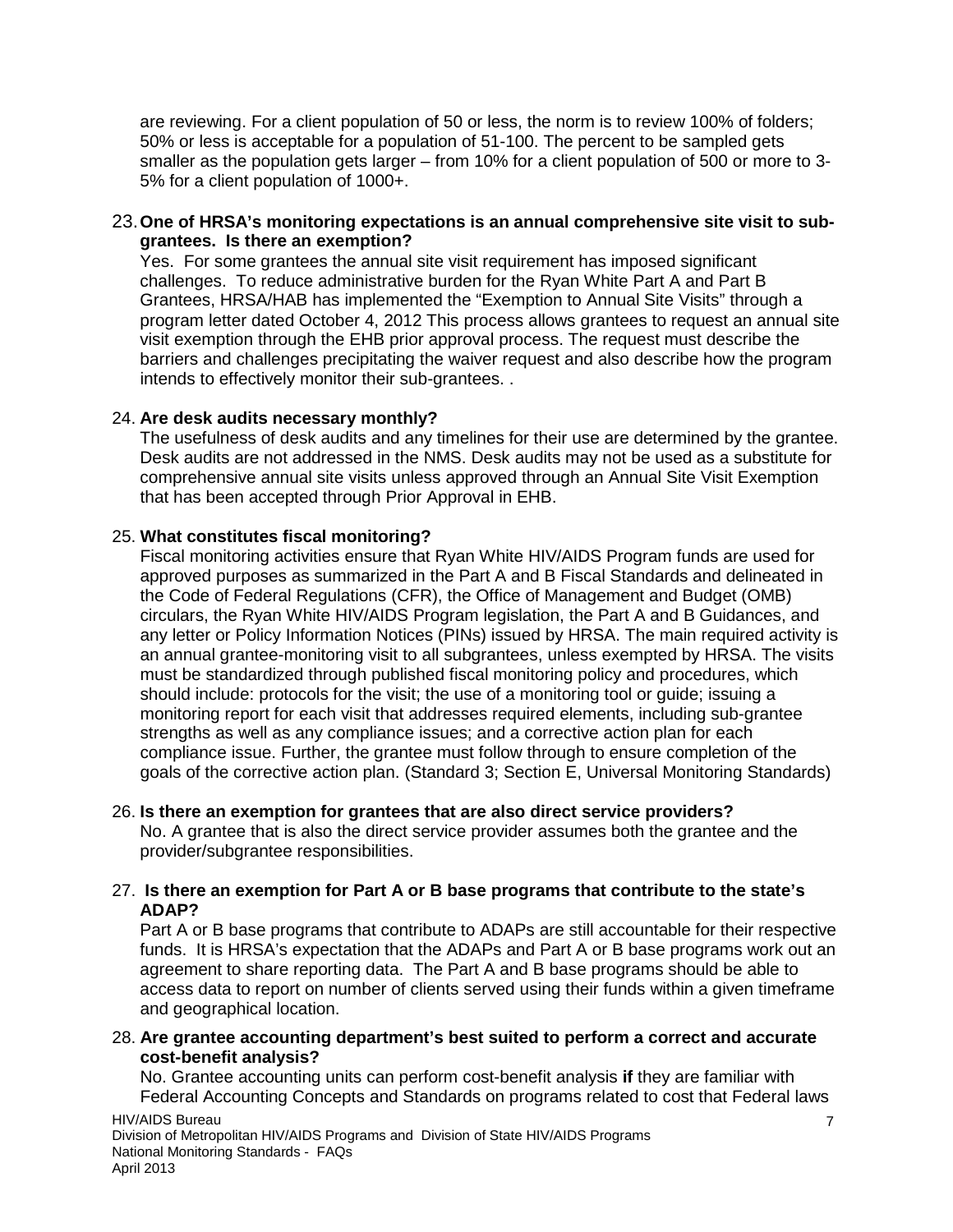are reviewing. For a client population of 50 or less, the norm is to review 100% of folders; 50% or less is acceptable for a population of 51-100. The percent to be sampled gets smaller as the population gets larger – from 10% for a client population of 500 or more to 3-5% for a client population of 1000+.

23. **One of HRSA's monitoring expectations is an annual comprehensive site visit to sub-grantees. Is there an exemption?**
    Yes. For some grantees the annual site visit requirement has imposed significant challenges. To reduce administrative burden for the Ryan White Part A and Part B Grantees, HRSA/HAB has implemented the "Exemption to Annual Site Visits" through a program letter dated October 4, 2012 This process allows grantees to request an annual site visit exemption through the EHB prior approval process. The request must describe the barriers and challenges precipitating the waiver request and also describe how the program intends to effectively monitor their sub-grantees. .

24. **Are desk audits necessary monthly?**
    The usefulness of desk audits and any timelines for their use are determined by the grantee. Desk audits are not addressed in the NMS. Desk audits may not be used as a substitute for comprehensive annual site visits unless approved through an Annual Site Visit Exemption that has been accepted through Prior Approval in EHB.

25. **What constitutes fiscal monitoring?**
    Fiscal monitoring activities ensure that Ryan White HIV/AIDS Program funds are used for approved purposes as summarized in the Part A and B Fiscal Standards and delineated in the Code of Federal Regulations (CFR), the Office of Management and Budget (OMB) circulars, the Ryan White HIV/AIDS Program legislation, the Part A and B Guidances, and any letter or Policy Information Notices (PINs) issued by HRSA. The main required activity is an annual grantee-monitoring visit to all subgrantees, unless exempted by HRSA. The visits must be standardized through published fiscal monitoring policy and procedures, which should include: protocols for the visit; the use of a monitoring tool or guide; issuing a monitoring report for each visit that addresses required elements, including sub-grantee strengths as well as any compliance issues; and a corrective action plan for each compliance issue. Further, the grantee must follow through to ensure completion of the goals of the corrective action plan. (Standard 3; Section E, Universal Monitoring Standards)

26. **Is there an exemption for grantees that are also direct service providers?**
    No. A grantee that is also the direct service provider assumes both the grantee and the provider/subgrantee responsibilities.

27. **Is there an exemption for Part A or B base programs that contribute to the state's ADAP?**
    Part A or B base programs that contribute to ADAPs are still accountable for their respective funds. It is HRSA's expectation that the ADAPs and Part A or B base programs work out an agreement to share reporting data. The Part A and B base programs should be able to access data to report on number of clients served using their funds within a given timeframe and geographical location.

28. **Are grantee accounting department's best suited to perform a correct and accurate cost-benefit analysis?**
    No. Grantee accounting units can perform cost-benefit analysis **if** they are familiar with Federal Accounting Concepts and Standards on programs related to cost that Federal laws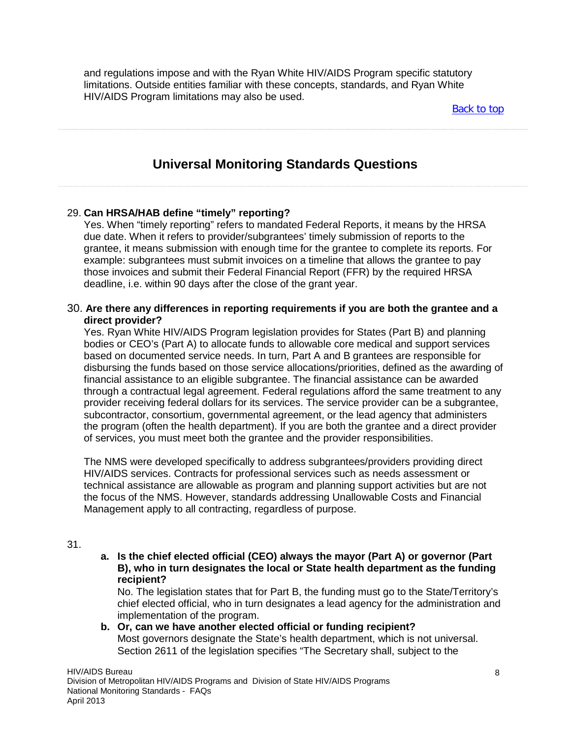and regulations impose and with the Ryan White HIV/AIDS Program specific statutory limitations. Outside entities familiar with these concepts, standards, and Ryan White HIV/AIDS Program limitations may also be used.

Back to top

## Universal Monitoring Standards Questions

29. **Can HRSA/HAB define "timely" reporting?**
Yes. When "timely reporting" refers to mandated Federal Reports, it means by the HRSA due date. When it refers to provider/subgrantees' timely submission of reports to the grantee, it means submission with enough time for the grantee to complete its reports. For example: subgrantees must submit invoices on a timeline that allows the grantee to pay those invoices and submit their Federal Financial Report (FFR) by the required HRSA deadline, i.e. within 90 days after the close of the grant year.

30. **Are there any differences in reporting requirements if you are both the grantee and a direct provider?**
Yes. Ryan White HIV/AIDS Program legislation provides for States (Part B) and planning bodies or CEO's (Part A) to allocate funds to allowable core medical and support services based on documented service needs. In turn, Part A and B grantees are responsible for disbursing the funds based on those service allocations/priorities, defined as the awarding of financial assistance to an eligible subgrantee. The financial assistance can be awarded through a contractual legal agreement. Federal regulations afford the same treatment to any provider receiving federal dollars for its services. The service provider can be a subgrantee, subcontractor, consortium, governmental agreement, or the lead agency that administers the program (often the health department). If you are both the grantee and a direct provider of services, you must meet both the grantee and the provider responsibilities.

    The NMS were developed specifically to address subgrantees/providers providing direct HIV/AIDS services. Contracts for professional services such as needs assessment or technical assistance are allowable as program and planning support activities but are not the focus of the NMS. However, standards addressing Unallowable Costs and Financial Management apply to all contracting, regardless of purpose.

31.
    a. **Is the chief elected official (CEO) always the mayor (Part A) or governor (Part B), who in turn designates the local or State health department as the funding recipient?**
    No. The legislation states that for Part B, the funding must go to the State/Territory's chief elected official, who in turn designates a lead agency for the administration and implementation of the program.
    b. **Or, can we have another elected official or funding recipient?**
    Most governors designate the State's health department, which is not universal. Section 2611 of the legislation specifies "The Secretary shall, subject to the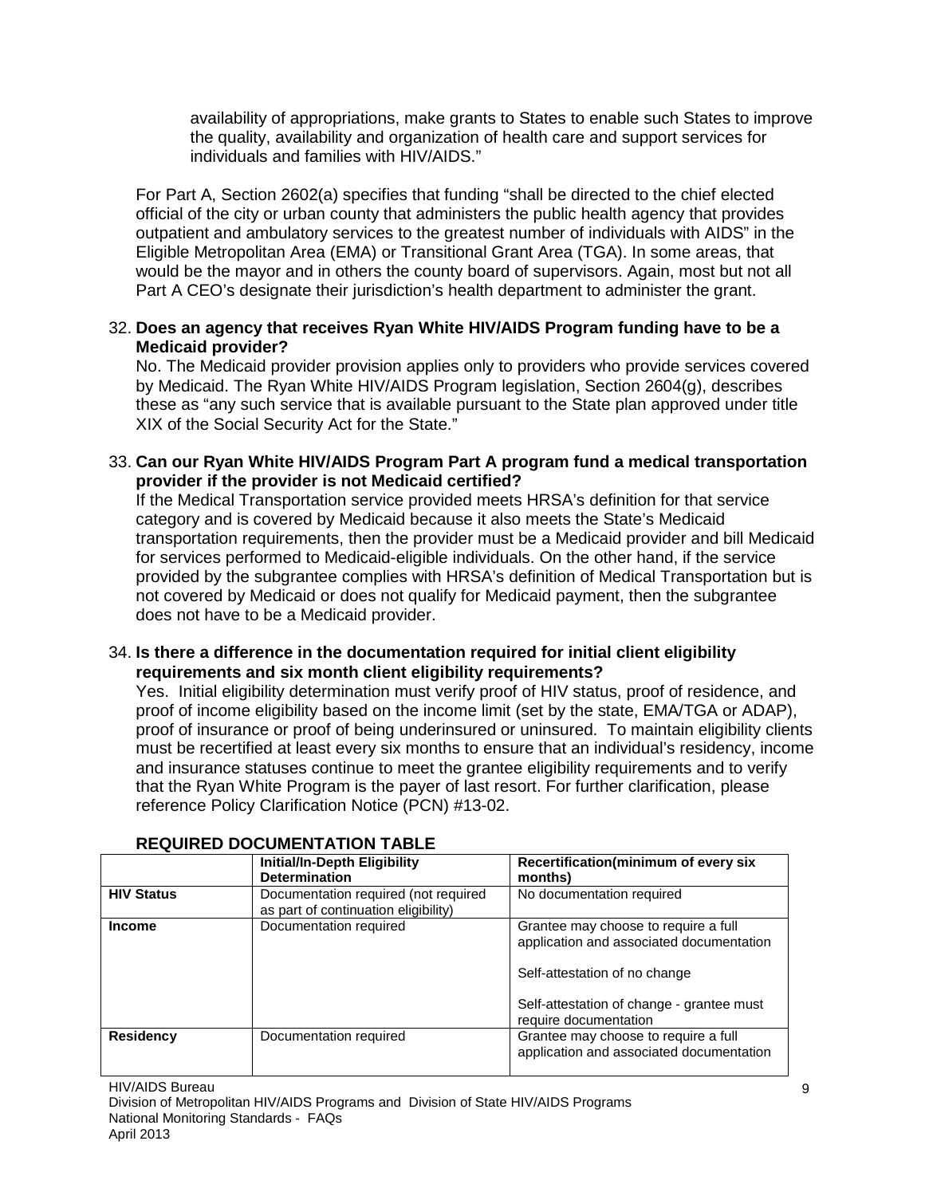availability of appropriations, make grants to States to enable such States to improve the quality, availability and organization of health care and support services for individuals and families with HIV/AIDS."

For Part A, Section 2602(a) specifies that funding "shall be directed to the chief elected official of the city or urban county that administers the public health agency that provides outpatient and ambulatory services to the greatest number of individuals with AIDS" in the Eligible Metropolitan Area (EMA) or Transitional Grant Area (TGA). In some areas, that would be the mayor and in others the county board of supervisors. Again, most but not all Part A CEO's designate their jurisdiction's health department to administer the grant.

32. **Does an agency that receives Ryan White HIV/AIDS Program funding have to be a Medicaid provider?**
No. The Medicaid provider provision applies only to providers who provide services covered by Medicaid. The Ryan White HIV/AIDS Program legislation, Section 2604(g), describes these as "any such service that is available pursuant to the State plan approved under title XIX of the Social Security Act for the State."

33. **Can our Ryan White HIV/AIDS Program Part A program fund a medical transportation provider if the provider is not Medicaid certified?**
If the Medical Transportation service provided meets HRSA's definition for that service category and is covered by Medicaid because it also meets the State's Medicaid transportation requirements, then the provider must be a Medicaid provider and bill Medicaid for services performed to Medicaid-eligible individuals. On the other hand, if the service provided by the subgrantee complies with HRSA's definition of Medical Transportation but is not covered by Medicaid or does not qualify for Medicaid payment, then the subgrantee does not have to be a Medicaid provider.

34. **Is there a difference in the documentation required for initial client eligibility requirements and six month client eligibility requirements?**
Yes. Initial eligibility determination must verify proof of HIV status, proof of residence, and proof of income eligibility based on the income limit (set by the state, EMA/TGA or ADAP), proof of insurance or proof of being underinsured or uninsured. To maintain eligibility clients must be recertified at least every six months to ensure that an individual's residency, income and insurance statuses continue to meet the grantee eligibility requirements and to verify that the Ryan White Program is the payer of last resort. For further clarification, please reference Policy Clarification Notice (PCN) #13-02.

**REQUIRED DOCUMENTATION TABLE**

| | **Initial/In-Depth Eligibility Determination** | **Recertification(minimum of every six months)** |
|---|---|---|
| **HIV Status** | Documentation required (not required as part of continuation eligibility) | No documentation required |
| **Income** | Documentation required | Grantee may choose to require a full application and associated documentation<br><br>Self-attestation of no change<br><br>Self-attestation of change - grantee must require documentation |
| **Residency** | Documentation required | Grantee may choose to require a full application and associated documentation |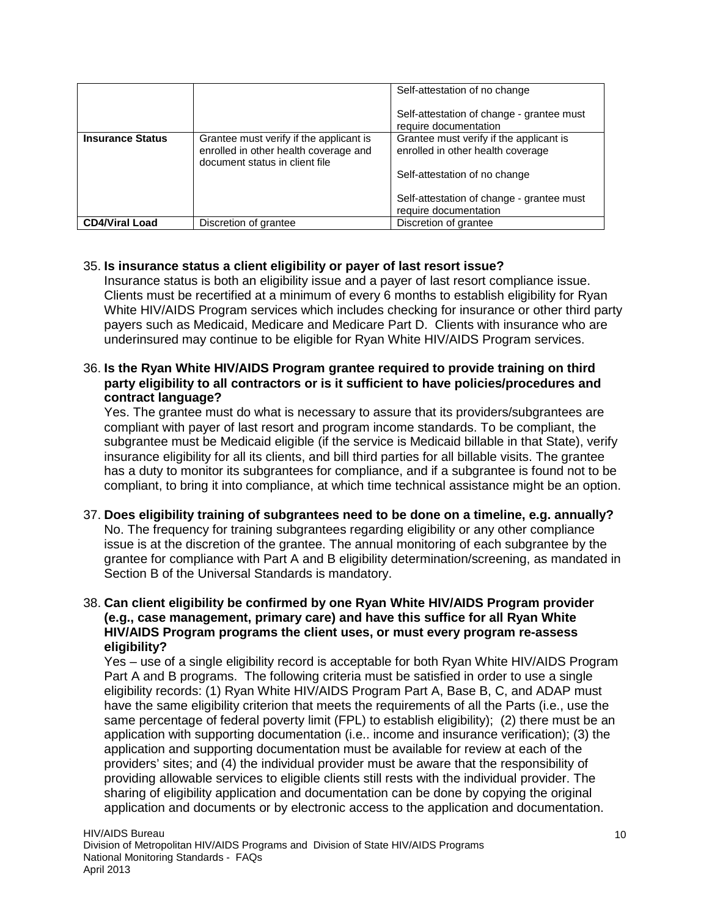| | | |
|---|---|---|
| | | Self-attestation of no change<br><br>Self-attestation of change - grantee must require documentation |
| **Insurance Status** | Grantee must verify if the applicant is enrolled in other health coverage and document status in client file | Grantee must verify if the applicant is enrolled in other health coverage<br><br>Self-attestation of no change<br><br>Self-attestation of change - grantee must require documentation |
| **CD4/Viral Load** | Discretion of grantee | Discretion of grantee |

35. **Is insurance status a client eligibility or payer of last resort issue?**
Insurance status is both an eligibility issue and a payer of last resort compliance issue. Clients must be recertified at a minimum of every 6 months to establish eligibility for Ryan White HIV/AIDS Program services which includes checking for insurance or other third party payers such as Medicaid, Medicare and Medicare Part D. Clients with insurance who are underinsured may continue to be eligible for Ryan White HIV/AIDS Program services.

36. **Is the Ryan White HIV/AIDS Program grantee required to provide training on third party eligibility to all contractors or is it sufficient to have policies/procedures and contract language?**
Yes. The grantee must do what is necessary to assure that its providers/subgrantees are compliant with payer of last resort and program income standards. To be compliant, the subgrantee must be Medicaid eligible (if the service is Medicaid billable in that State), verify insurance eligibility for all its clients, and bill third parties for all billable visits. The grantee has a duty to monitor its subgrantees for compliance, and if a subgrantee is found not to be compliant, to bring it into compliance, at which time technical assistance might be an option.

37. **Does eligibility training of subgrantees need to be done on a timeline, e.g. annually?**
No. The frequency for training subgrantees regarding eligibility or any other compliance issue is at the discretion of the grantee. The annual monitoring of each subgrantee by the grantee for compliance with Part A and B eligibility determination/screening, as mandated in Section B of the Universal Standards is mandatory.

38. **Can client eligibility be confirmed by one Ryan White HIV/AIDS Program provider (e.g., case management, primary care) and have this suffice for all Ryan White HIV/AIDS Program programs the client uses, or must every program re-assess eligibility?**
Yes – use of a single eligibility record is acceptable for both Ryan White HIV/AIDS Program Part A and B programs. The following criteria must be satisfied in order to use a single eligibility records: (1) Ryan White HIV/AIDS Program Part A, Base B, C, and ADAP must have the same eligibility criterion that meets the requirements of all the Parts (i.e., use the same percentage of federal poverty limit (FPL) to establish eligibility); (2) there must be an application with supporting documentation (i.e.. income and insurance verification); (3) the application and supporting documentation must be available for review at each of the providers' sites; and (4) the individual provider must be aware that the responsibility of providing allowable services to eligible clients still rests with the individual provider. The sharing of eligibility application and documentation can be done by copying the original application and documents or by electronic access to the application and documentation.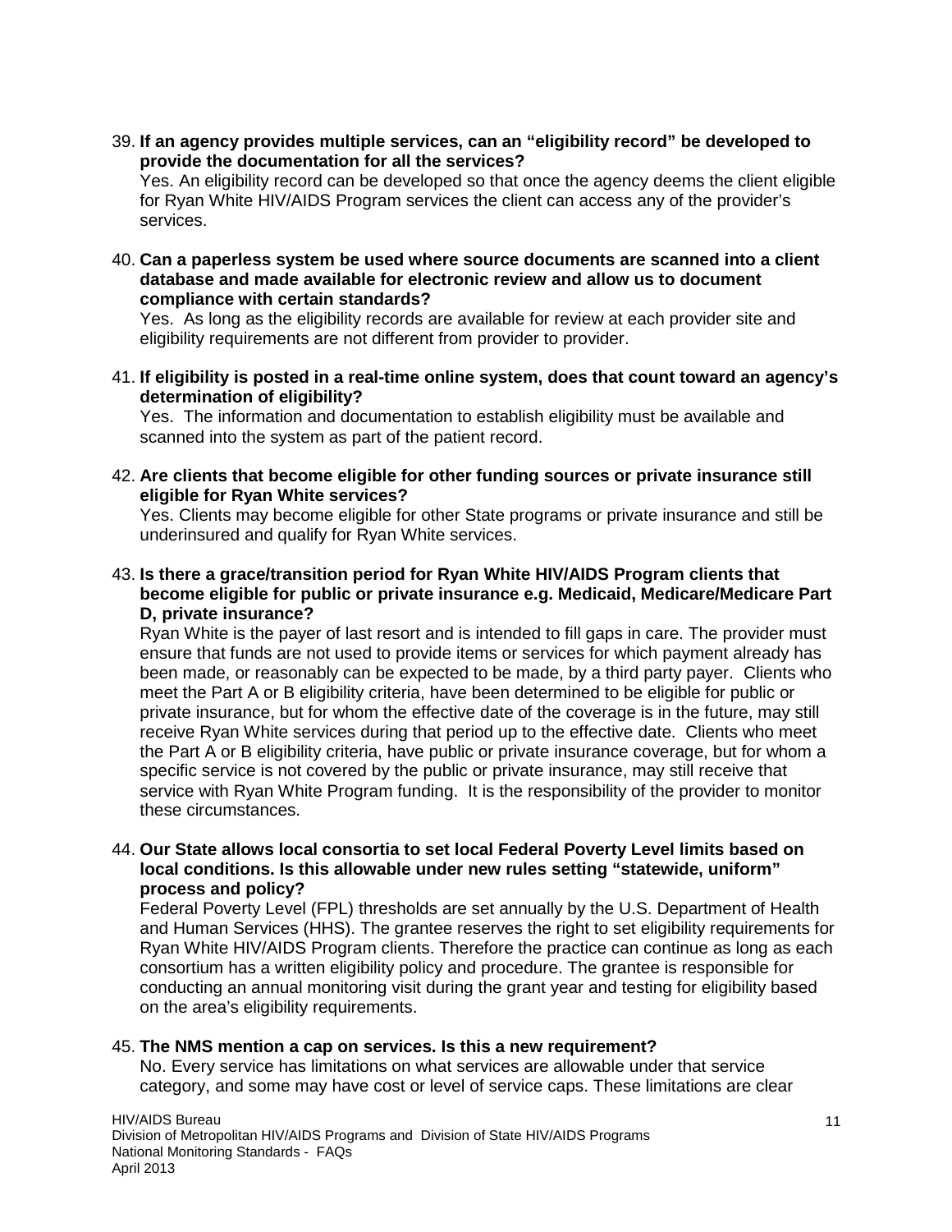39. **If an agency provides multiple services, can an "eligibility record" be developed to provide the documentation for all the services?**
    Yes. An eligibility record can be developed so that once the agency deems the client eligible for Ryan White HIV/AIDS Program services the client can access any of the provider's services.

40. **Can a paperless system be used where source documents are scanned into a client database and made available for electronic review and allow us to document compliance with certain standards?**
    Yes. As long as the eligibility records are available for review at each provider site and eligibility requirements are not different from provider to provider.

41. **If eligibility is posted in a real-time online system, does that count toward an agency's determination of eligibility?**
    Yes. The information and documentation to establish eligibility must be available and scanned into the system as part of the patient record.

42. **Are clients that become eligible for other funding sources or private insurance still eligible for Ryan White services?**
    Yes. Clients may become eligible for other State programs or private insurance and still be underinsured and qualify for Ryan White services.

43. **Is there a grace/transition period for Ryan White HIV/AIDS Program clients that become eligible for public or private insurance e.g. Medicaid, Medicare/Medicare Part D, private insurance?**
    Ryan White is the payer of last resort and is intended to fill gaps in care. The provider must ensure that funds are not used to provide items or services for which payment already has been made, or reasonably can be expected to be made, by a third party payer. Clients who meet the Part A or B eligibility criteria, have been determined to be eligible for public or private insurance, but for whom the effective date of the coverage is in the future, may still receive Ryan White services during that period up to the effective date. Clients who meet the Part A or B eligibility criteria, have public or private insurance coverage, but for whom a specific service is not covered by the public or private insurance, may still receive that service with Ryan White Program funding. It is the responsibility of the provider to monitor these circumstances.

44. **Our State allows local consortia to set local Federal Poverty Level limits based on local conditions. Is this allowable under new rules setting "statewide, uniform" process and policy?**
    Federal Poverty Level (FPL) thresholds are set annually by the U.S. Department of Health and Human Services (HHS). The grantee reserves the right to set eligibility requirements for Ryan White HIV/AIDS Program clients. Therefore the practice can continue as long as each consortium has a written eligibility policy and procedure. The grantee is responsible for conducting an annual monitoring visit during the grant year and testing for eligibility based on the area's eligibility requirements.

45. **The NMS mention a cap on services. Is this a new requirement?**
    No. Every service has limitations on what services are allowable under that service category, and some may have cost or level of service caps. These limitations are clear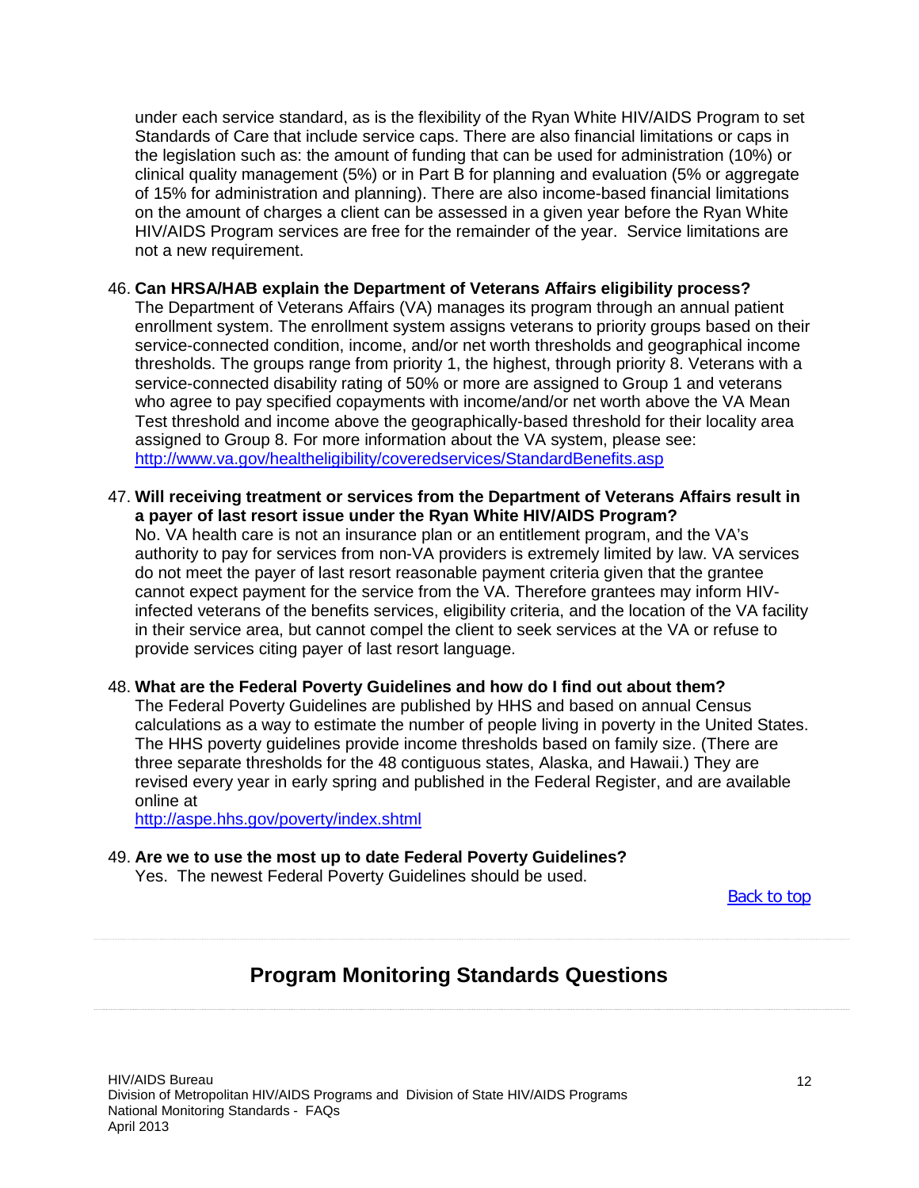under each service standard, as is the flexibility of the Ryan White HIV/AIDS Program to set Standards of Care that include service caps. There are also financial limitations or caps in the legislation such as: the amount of funding that can be used for administration (10%) or clinical quality management (5%) or in Part B for planning and evaluation (5% or aggregate of 15% for administration and planning). There are also income-based financial limitations on the amount of charges a client can be assessed in a given year before the Ryan White HIV/AIDS Program services are free for the remainder of the year. Service limitations are not a new requirement.

46. **Can HRSA/HAB explain the Department of Veterans Affairs eligibility process?**
The Department of Veterans Affairs (VA) manages its program through an annual patient enrollment system. The enrollment system assigns veterans to priority groups based on their service-connected condition, income, and/or net worth thresholds and geographical income thresholds. The groups range from priority 1, the highest, through priority 8. Veterans with a service-connected disability rating of 50% or more are assigned to Group 1 and veterans who agree to pay specified copayments with income/and/or net worth above the VA Mean Test threshold and income above the geographically-based threshold for their locality area assigned to Group 8. For more information about the VA system, please see: [http://www.va.gov/healtheligibility/coveredservices/StandardBenefits.asp](http://www.va.gov/healtheligibility/coveredservices/StandardBenefits.asp)

47. **Will receiving treatment or services from the Department of Veterans Affairs result in a payer of last resort issue under the Ryan White HIV/AIDS Program?**
No. VA health care is not an insurance plan or an entitlement program, and the VA's authority to pay for services from non-VA providers is extremely limited by law. VA services do not meet the payer of last resort reasonable payment criteria given that the grantee cannot expect payment for the service from the VA. Therefore grantees may inform HIV-infected veterans of the benefits services, eligibility criteria, and the location of the VA facility in their service area, but cannot compel the client to seek services at the VA or refuse to provide services citing payer of last resort language.

48. **What are the Federal Poverty Guidelines and how do I find out about them?**
The Federal Poverty Guidelines are published by HHS and based on annual Census calculations as a way to estimate the number of people living in poverty in the United States. The HHS poverty guidelines provide income thresholds based on family size. (There are three separate thresholds for the 48 contiguous states, Alaska, and Hawaii.) They are revised every year in early spring and published in the Federal Register, and are available online at
[http://aspe.hhs.gov/poverty/index.shtml](http://aspe.hhs.gov/poverty/index.shtml)

49. **Are we to use the most up to date Federal Poverty Guidelines?**
Yes. The newest Federal Poverty Guidelines should be used.

Back to top

## Program Monitoring Standards Questions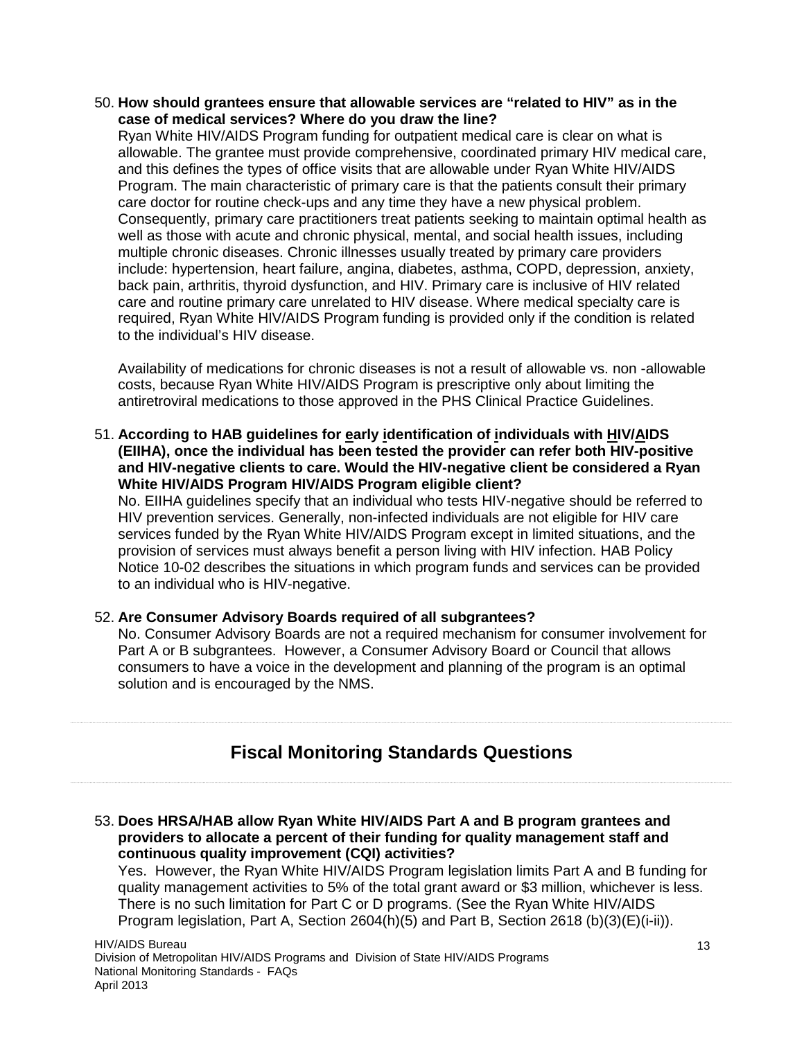50. **How should grantees ensure that allowable services are "related to HIV" as in the case of medical services? Where do you draw the line?**
Ryan White HIV/AIDS Program funding for outpatient medical care is clear on what is allowable. The grantee must provide comprehensive, coordinated primary HIV medical care, and this defines the types of office visits that are allowable under Ryan White HIV/AIDS Program. The main characteristic of primary care is that the patients consult their primary care doctor for routine check-ups and any time they have a new physical problem. Consequently, primary care practitioners treat patients seeking to maintain optimal health as well as those with acute and chronic physical, mental, and social health issues, including multiple chronic diseases. Chronic illnesses usually treated by primary care providers include: hypertension, heart failure, angina, diabetes, asthma, COPD, depression, anxiety, back pain, arthritis, thyroid dysfunction, and HIV. Primary care is inclusive of HIV related care and routine primary care unrelated to HIV disease. Where medical specialty care is required, Ryan White HIV/AIDS Program funding is provided only if the condition is related to the individual's HIV disease.

    Availability of medications for chronic diseases is not a result of allowable vs. non -allowable costs, because Ryan White HIV/AIDS Program is prescriptive only about limiting the antiretroviral medications to those approved in the PHS Clinical Practice Guidelines.

51. **According to HAB guidelines for early identification of individuals with HIV/AIDS (EIIHA), once the individual has been tested the provider can refer both HIV-positive and HIV-negative clients to care. Would the HIV-negative client be considered a Ryan White HIV/AIDS Program HIV/AIDS Program eligible client?**
No. EIIHA guidelines specify that an individual who tests HIV-negative should be referred to HIV prevention services. Generally, non-infected individuals are not eligible for HIV care services funded by the Ryan White HIV/AIDS Program except in limited situations, and the provision of services must always benefit a person living with HIV infection. HAB Policy Notice 10-02 describes the situations in which program funds and services can be provided to an individual who is HIV-negative.

52. **Are Consumer Advisory Boards required of all subgrantees?**
No. Consumer Advisory Boards are not a required mechanism for consumer involvement for Part A or B subgrantees. However, a Consumer Advisory Board or Council that allows consumers to have a voice in the development and planning of the program is an optimal solution and is encouraged by the NMS.

## Fiscal Monitoring Standards Questions

53. **Does HRSA/HAB allow Ryan White HIV/AIDS Part A and B program grantees and providers to allocate a percent of their funding for quality management staff and continuous quality improvement (CQI) activities?**
Yes. However, the Ryan White HIV/AIDS Program legislation limits Part A and B funding for quality management activities to 5% of the total grant award or $3 million, whichever is less. There is no such limitation for Part C or D programs. (See the Ryan White HIV/AIDS Program legislation, Part A, Section 2604(h)(5) and Part B, Section 2618 (b)(3)(E)(i-ii)).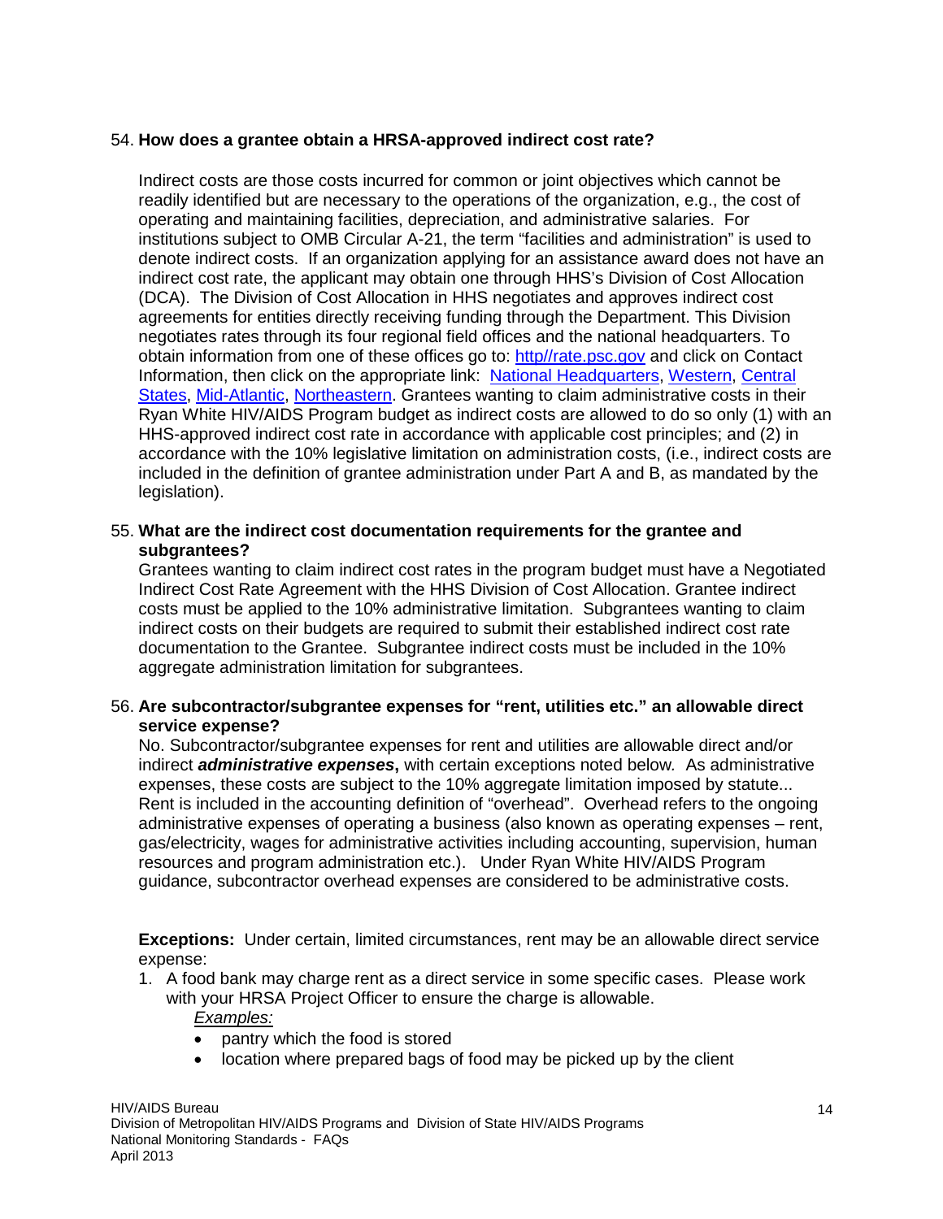54. **How does a grantee obtain a HRSA-approved indirect cost rate?**

Indirect costs are those costs incurred for common or joint objectives which cannot be readily identified but are necessary to the operations of the organization, e.g., the cost of operating and maintaining facilities, depreciation, and administrative salaries. For institutions subject to OMB Circular A-21, the term "facilities and administration" is used to denote indirect costs. If an organization applying for an assistance award does not have an indirect cost rate, the applicant may obtain one through HHS's Division of Cost Allocation (DCA). The Division of Cost Allocation in HHS negotiates and approves indirect cost agreements for entities directly receiving funding through the Department. This Division negotiates rates through its four regional field offices and the national headquarters. To obtain information from one of these offices go to: http//rate.psc.gov and click on Contact Information, then click on the appropriate link: National Headquarters, Western, Central States, Mid-Atlantic, Northeastern. Grantees wanting to claim administrative costs in their Ryan White HIV/AIDS Program budget as indirect costs are allowed to do so only (1) with an HHS-approved indirect cost rate in accordance with applicable cost principles; and (2) in accordance with the 10% legislative limitation on administration costs, (i.e., indirect costs are included in the definition of grantee administration under Part A and B, as mandated by the legislation).

55. **What are the indirect cost documentation requirements for the grantee and subgrantees?**

Grantees wanting to claim indirect cost rates in the program budget must have a Negotiated Indirect Cost Rate Agreement with the HHS Division of Cost Allocation. Grantee indirect costs must be applied to the 10% administrative limitation. Subgrantees wanting to claim indirect costs on their budgets are required to submit their established indirect cost rate documentation to the Grantee. Subgrantee indirect costs must be included in the 10% aggregate administration limitation for subgrantees.

56. **Are subcontractor/subgrantee expenses for "rent, utilities etc." an allowable direct service expense?**

No. Subcontractor/subgrantee expenses for rent and utilities are allowable direct and/or indirect ***administrative expenses***, with certain exceptions noted below. As administrative expenses, these costs are subject to the 10% aggregate limitation imposed by statute... Rent is included in the accounting definition of "overhead". Overhead refers to the ongoing administrative expenses of operating a business (also known as operating expenses – rent, gas/electricity, wages for administrative activities including accounting, supervision, human resources and program administration etc.). Under Ryan White HIV/AIDS Program guidance, subcontractor overhead expenses are considered to be administrative costs.

**Exceptions:** Under certain, limited circumstances, rent may be an allowable direct service expense:

1. A food bank may charge rent as a direct service in some specific cases. Please work with your HRSA Project Officer to ensure the charge is allowable.

   *Examples:*

   - pantry which the food is stored
   - location where prepared bags of food may be picked up by the client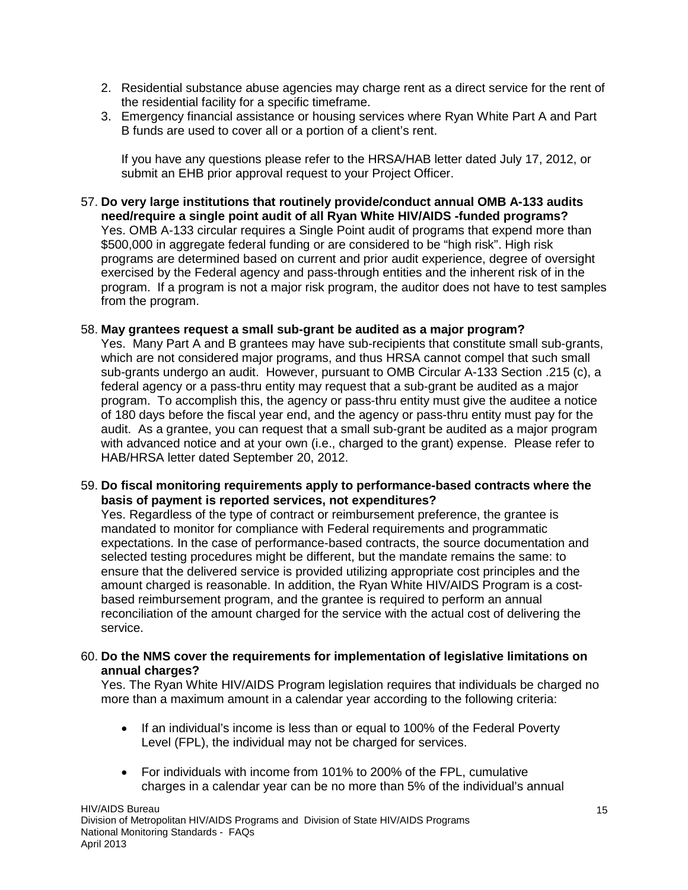2. Residential substance abuse agencies may charge rent as a direct service for the rent of the residential facility for a specific timeframe.
3. Emergency financial assistance or housing services where Ryan White Part A and Part B funds are used to cover all or a portion of a client's rent.

   If you have any questions please refer to the HRSA/HAB letter dated July 17, 2012, or submit an EHB prior approval request to your Project Officer.

57. **Do very large institutions that routinely provide/conduct annual OMB A-133 audits need/require a single point audit of all Ryan White HIV/AIDS -funded programs?**
    Yes. OMB A-133 circular requires a Single Point audit of programs that expend more than $500,000 in aggregate federal funding or are considered to be "high risk". High risk programs are determined based on current and prior audit experience, degree of oversight exercised by the Federal agency and pass-through entities and the inherent risk of in the program. If a program is not a major risk program, the auditor does not have to test samples from the program.

58. **May grantees request a small sub-grant be audited as a major program?**
    Yes. Many Part A and B grantees may have sub-recipients that constitute small sub-grants, which are not considered major programs, and thus HRSA cannot compel that such small sub-grants undergo an audit. However, pursuant to OMB Circular A-133 Section .215 (c), a federal agency or a pass-thru entity may request that a sub-grant be audited as a major program. To accomplish this, the agency or pass-thru entity must give the auditee a notice of 180 days before the fiscal year end, and the agency or pass-thru entity must pay for the audit. As a grantee, you can request that a small sub-grant be audited as a major program with advanced notice and at your own (i.e., charged to the grant) expense. Please refer to HAB/HRSA letter dated September 20, 2012.

59. **Do fiscal monitoring requirements apply to performance-based contracts where the basis of payment is reported services, not expenditures?**
    Yes. Regardless of the type of contract or reimbursement preference, the grantee is mandated to monitor for compliance with Federal requirements and programmatic expectations. In the case of performance-based contracts, the source documentation and selected testing procedures might be different, but the mandate remains the same: to ensure that the delivered service is provided utilizing appropriate cost principles and the amount charged is reasonable. In addition, the Ryan White HIV/AIDS Program is a cost-based reimbursement program, and the grantee is required to perform an annual reconciliation of the amount charged for the service with the actual cost of delivering the service.

60. **Do the NMS cover the requirements for implementation of legislative limitations on annual charges?**
    Yes. The Ryan White HIV/AIDS Program legislation requires that individuals be charged no more than a maximum amount in a calendar year according to the following criteria:

    - If an individual's income is less than or equal to 100% of the Federal Poverty Level (FPL), the individual may not be charged for services.

    - For individuals with income from 101% to 200% of the FPL, cumulative charges in a calendar year can be no more than 5% of the individual's annual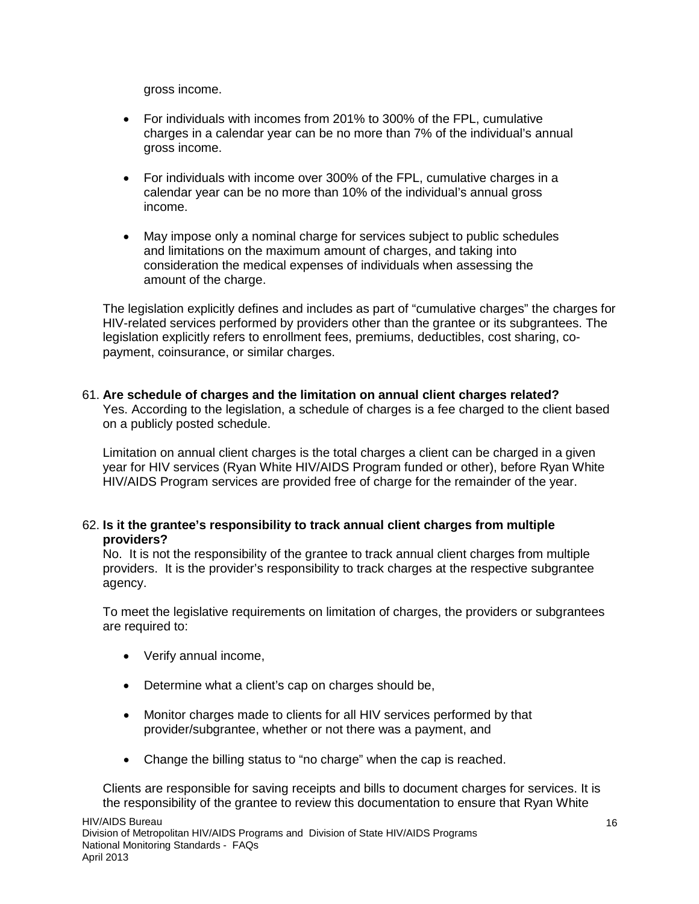gross income.

- For individuals with incomes from 201% to 300% of the FPL, cumulative charges in a calendar year can be no more than 7% of the individual's annual gross income.
- For individuals with income over 300% of the FPL, cumulative charges in a calendar year can be no more than 10% of the individual's annual gross income.
- May impose only a nominal charge for services subject to public schedules and limitations on the maximum amount of charges, and taking into consideration the medical expenses of individuals when assessing the amount of the charge.

The legislation explicitly defines and includes as part of "cumulative charges" the charges for HIV-related services performed by providers other than the grantee or its subgrantees. The legislation explicitly refers to enrollment fees, premiums, deductibles, cost sharing, co-payment, coinsurance, or similar charges.

61. **Are schedule of charges and the limitation on annual client charges related?**
Yes. According to the legislation, a schedule of charges is a fee charged to the client based on a publicly posted schedule.

Limitation on annual client charges is the total charges a client can be charged in a given year for HIV services (Ryan White HIV/AIDS Program funded or other), before Ryan White HIV/AIDS Program services are provided free of charge for the remainder of the year.

62. **Is it the grantee's responsibility to track annual client charges from multiple providers?**
No. It is not the responsibility of the grantee to track annual client charges from multiple providers. It is the provider's responsibility to track charges at the respective subgrantee agency.

To meet the legislative requirements on limitation of charges, the providers or subgrantees are required to:

- Verify annual income,
- Determine what a client's cap on charges should be,
- Monitor charges made to clients for all HIV services performed by that provider/subgrantee, whether or not there was a payment, and
- Change the billing status to "no charge" when the cap is reached.

Clients are responsible for saving receipts and bills to document charges for services. It is the responsibility of the grantee to review this documentation to ensure that Ryan White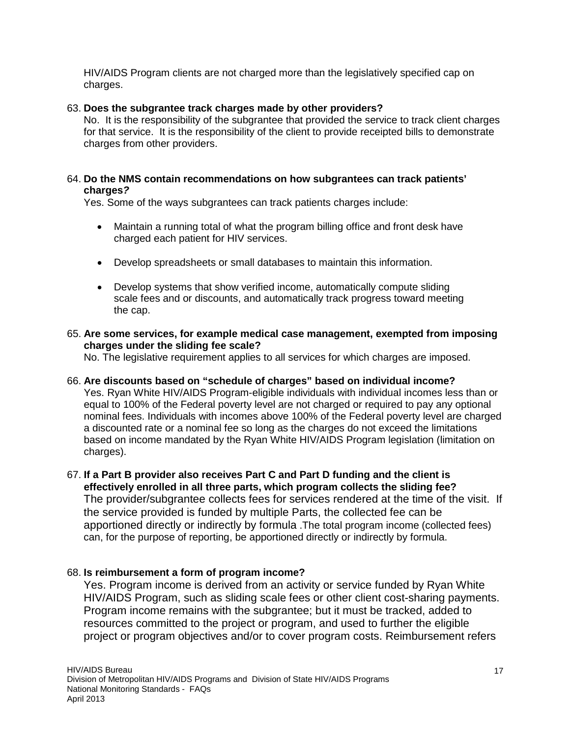HIV/AIDS Program clients are not charged more than the legislatively specified cap on charges.

63. **Does the subgrantee track charges made by other providers?**
    No. It is the responsibility of the subgrantee that provided the service to track client charges for that service. It is the responsibility of the client to provide receipted bills to demonstrate charges from other providers.

64. **Do the NMS contain recommendations on how subgrantees can track patients' charges?**
    Yes. Some of the ways subgrantees can track patients charges include:

    - Maintain a running total of what the program billing office and front desk have charged each patient for HIV services.
    - Develop spreadsheets or small databases to maintain this information.
    - Develop systems that show verified income, automatically compute sliding scale fees and or discounts, and automatically track progress toward meeting the cap.

65. **Are some services, for example medical case management, exempted from imposing charges under the sliding fee scale?**
    No. The legislative requirement applies to all services for which charges are imposed.

66. **Are discounts based on "schedule of charges" based on individual income?**
    Yes. Ryan White HIV/AIDS Program-eligible individuals with individual incomes less than or equal to 100% of the Federal poverty level are not charged or required to pay any optional nominal fees. Individuals with incomes above 100% of the Federal poverty level are charged a discounted rate or a nominal fee so long as the charges do not exceed the limitations based on income mandated by the Ryan White HIV/AIDS Program legislation (limitation on charges).

67. **If a Part B provider also receives Part C and Part D funding and the client is effectively enrolled in all three parts, which program collects the sliding fee?**
    The provider/subgrantee collects fees for services rendered at the time of the visit. If the service provided is funded by multiple Parts, the collected fee can be apportioned directly or indirectly by formula .The total program income (collected fees) can, for the purpose of reporting, be apportioned directly or indirectly by formula.

68. **Is reimbursement a form of program income?**
    Yes. Program income is derived from an activity or service funded by Ryan White HIV/AIDS Program, such as sliding scale fees or other client cost-sharing payments. Program income remains with the subgrantee; but it must be tracked, added to resources committed to the project or program, and used to further the eligible project or program objectives and/or to cover program costs. Reimbursement refers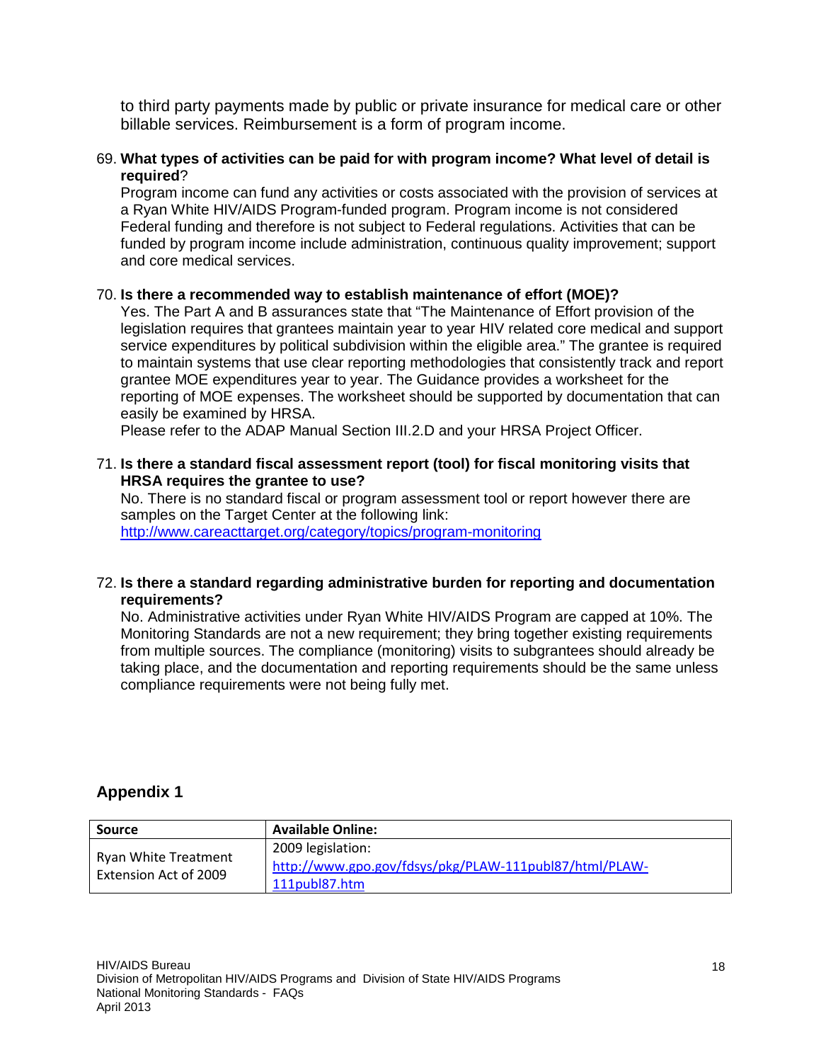to third party payments made by public or private insurance for medical care or other billable services. Reimbursement is a form of program income.

69. **What types of activities can be paid for with program income? What level of detail is required**?
    Program income can fund any activities or costs associated with the provision of services at a Ryan White HIV/AIDS Program-funded program. Program income is not considered Federal funding and therefore is not subject to Federal regulations. Activities that can be funded by program income include administration, continuous quality improvement; support and core medical services.

70. **Is there a recommended way to establish maintenance of effort (MOE)?**
    Yes. The Part A and B assurances state that "The Maintenance of Effort provision of the legislation requires that grantees maintain year to year HIV related core medical and support service expenditures by political subdivision within the eligible area." The grantee is required to maintain systems that use clear reporting methodologies that consistently track and report grantee MOE expenditures year to year. The Guidance provides a worksheet for the reporting of MOE expenses. The worksheet should be supported by documentation that can easily be examined by HRSA.
    Please refer to the ADAP Manual Section III.2.D and your HRSA Project Officer.

71. **Is there a standard fiscal assessment report (tool) for fiscal monitoring visits that HRSA requires the grantee to use?**
    No. There is no standard fiscal or program assessment tool or report however there are samples on the Target Center at the following link:
    http://www.careacttarget.org/category/topics/program-monitoring

72. **Is there a standard regarding administrative burden for reporting and documentation requirements?**
    No. Administrative activities under Ryan White HIV/AIDS Program are capped at 10%. The Monitoring Standards are not a new requirement; they bring together existing requirements from multiple sources. The compliance (monitoring) visits to subgrantees should already be taking place, and the documentation and reporting requirements should be the same unless compliance requirements were not being fully met.

## Appendix 1

| Source | Available Online: |
|---|---|
| Ryan White Treatment Extension Act of 2009 | 2009 legislation: http://www.gpo.gov/fdsys/pkg/PLAW-111publ87/html/PLAW-111publ87.htm |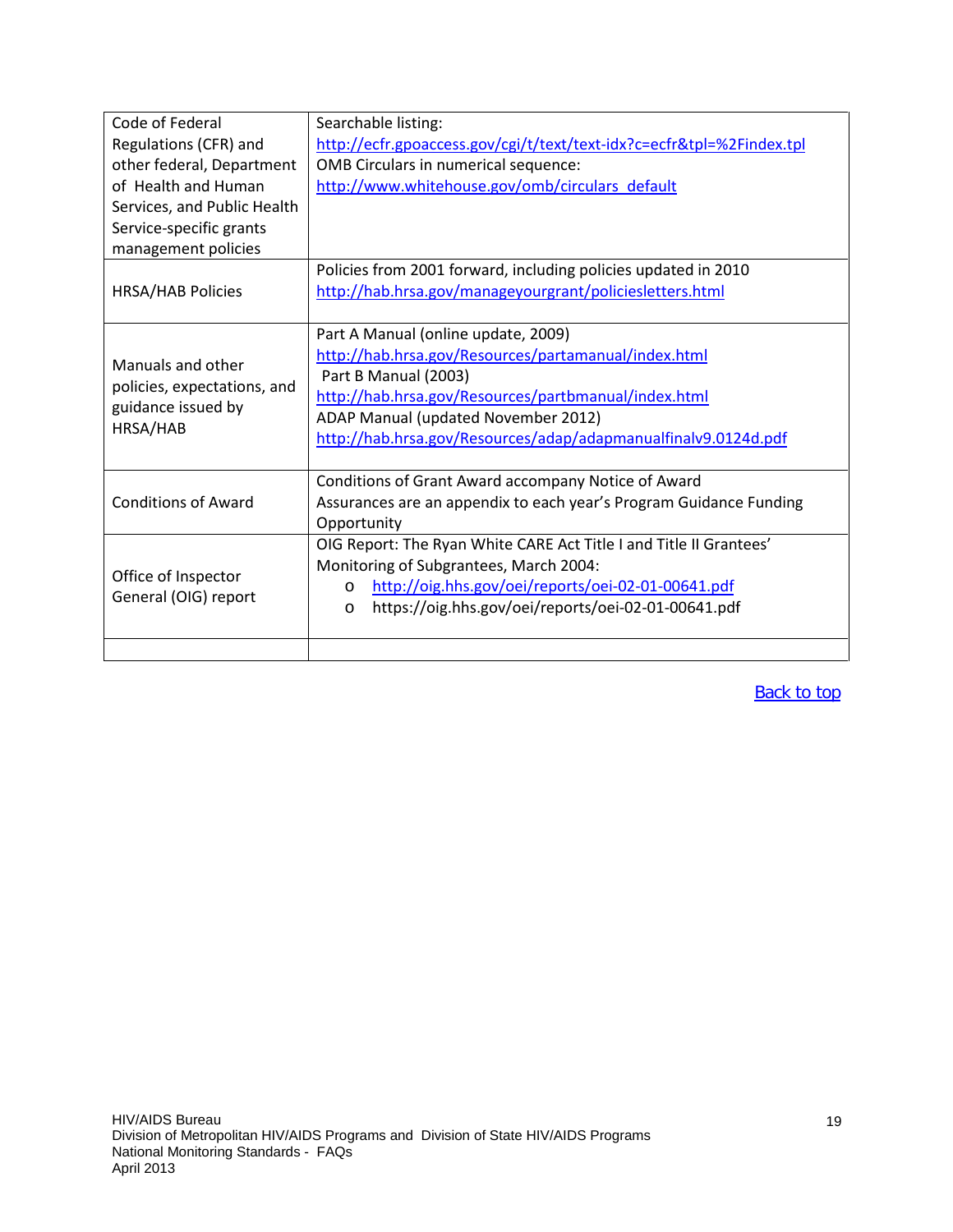| | |
|---|---|
| Code of Federal Regulations (CFR) and other federal, Department of Health and Human Services, and Public Health Service-specific grants management policies | Searchable listing: http://ecfr.gpoaccess.gov/cgi/t/text/text-idx?c=ecfr&tpl=%2Findex.tpl<br>OMB Circulars in numerical sequence: http://www.whitehouse.gov/omb/circulars_default |
| HRSA/HAB Policies | Policies from 2001 forward, including policies updated in 2010 http://hab.hrsa.gov/manageyourgrant/policiesletters.html |
| Manuals and other policies, expectations, and guidance issued by HRSA/HAB | Part A Manual (online update, 2009) http://hab.hrsa.gov/Resources/partamanual/index.html<br>Part B Manual (2003) http://hab.hrsa.gov/Resources/partbmanual/index.html<br>ADAP Manual (updated November 2012) http://hab.hrsa.gov/Resources/adap/adapmanualfinalv9.0124d.pdf |
| Conditions of Award | Conditions of Grant Award accompany Notice of Award<br>Assurances are an appendix to each year's Program Guidance Funding Opportunity |
| Office of Inspector General (OIG) report | OIG Report: The Ryan White CARE Act Title I and Title II Grantees' Monitoring of Subgrantees, March 2004:<br>o http://oig.hhs.gov/oei/reports/oei-02-01-00641.pdf<br>o https://oig.hhs.gov/oei/reports/oei-02-01-00641.pdf |
| | |

Back to top